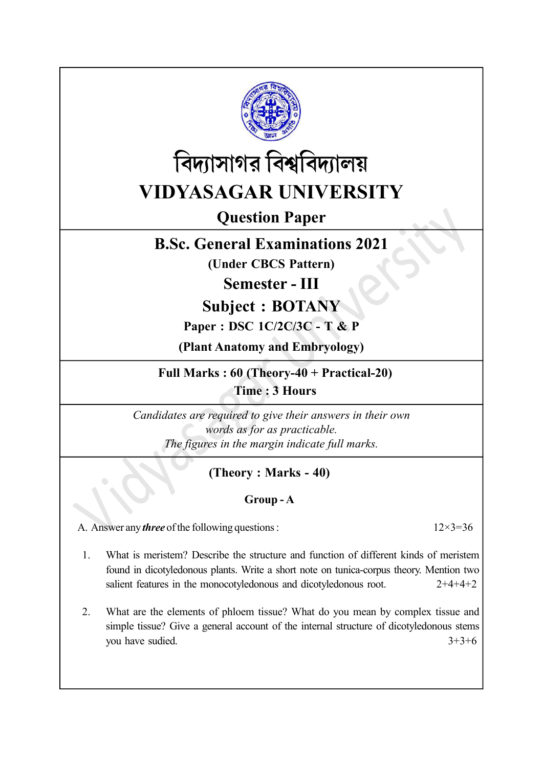# বিদ্যাসাগর বিশ্ববিদ্যালয়

# VIDYASAGAR UNIVERSITY

## Question Paper

## B.Sc. General Examinations 2021

**(Under CBCS Pattern)**

## Semester - III

## Subject : BOTANY

**Paper : DSC 1C/2C/3C - T & P**

**(Plant Anatomy and Embryology)**

**Full Marks : 60 (Theory-40 + Practical-20)**

**Time : 3 Hours**

*Candidates are required to give their answers in their own words as for as practicable.*

*The figures in the margin indicate full marks.*

### (Theory : Marks - 40)

### Group - A

A. Answer any ***three*** of the following questions : 12×3=36

1. What is meristem? Describe the structure and function of different kinds of meristem found in dicotyledonous plants. Write a short note on tunica-corpus theory. Mention two salient features in the monocotyledonous and dicotyledonous root. 2+4+4+2

2. What are the elements of phloem tissue? What do you mean by complex tissue and simple tissue? Give a general account of the internal structure of dicotyledonous stems you have sudied. 3+3+6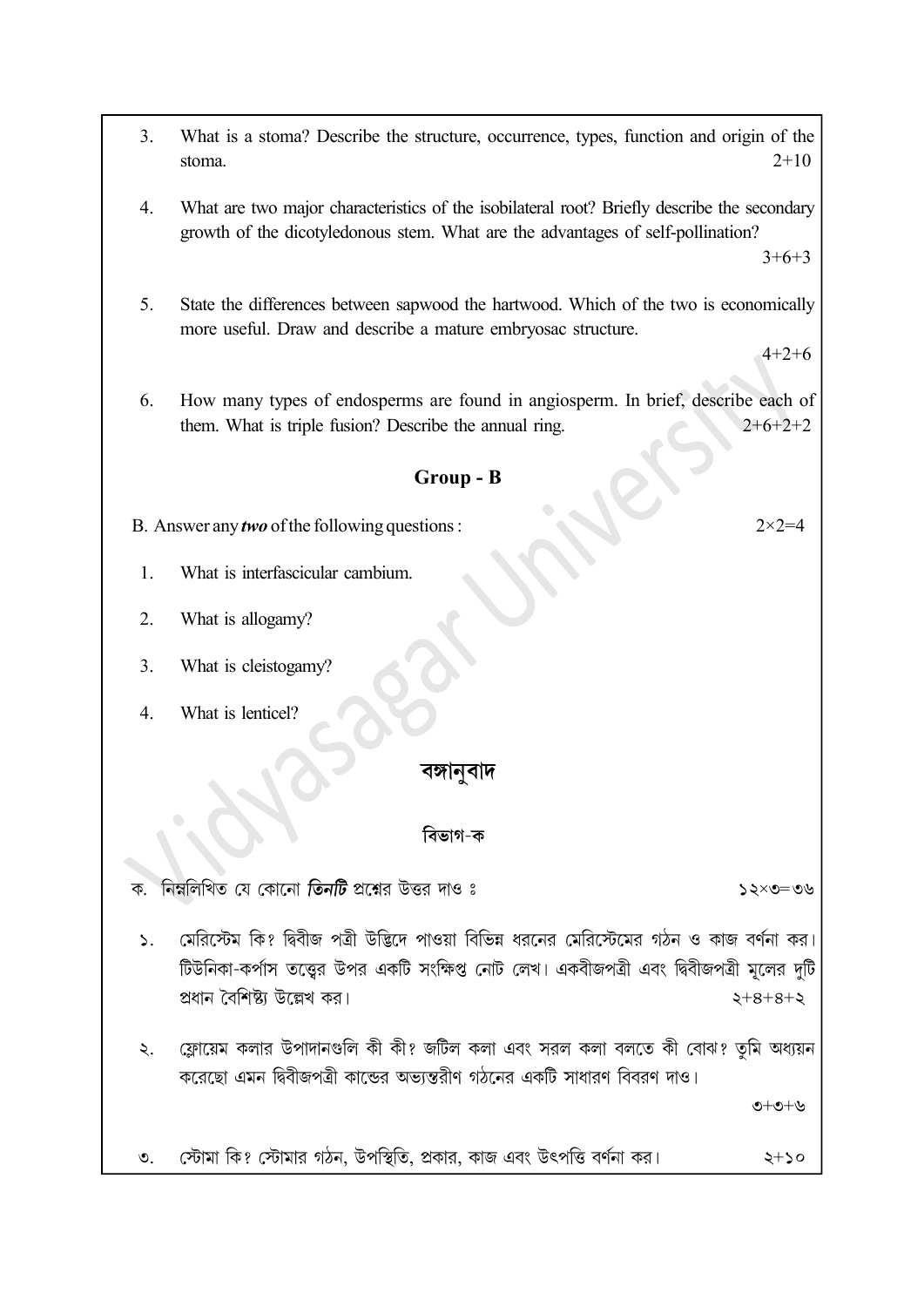3. What is a stoma? Describe the structure, occurrence, types, function and origin of the stoma. 2+10

4. What are two major characteristics of the isobilateral root? Briefly describe the secondary growth of the dicotyledonous stem. What are the advantages of self-pollination? 3+6+3

5. State the differences between sapwood the hartwood. Which of the two is economically more useful. Draw and describe a mature embryosac structure. 4+2+6

6. How many types of endosperms are found in angiosperm. In brief, describe each of them. What is triple fusion? Describe the annual ring. 2+6+2+2

## Group - B

B. Answer any ***two*** of the following questions : 2×2=4

1. What is interfascicular cambium.
2. What is allogamy?
3. What is cleistogamy?
4. What is lenticel?

## বঙ্গানুবাদ

### বিভাগ-ক

ক. নিম্নলিখিত যে কোনো ***তিনটি*** প্রশ্নের উত্তর দাও ঃ ১২×৩=৩৬

১. মেরিস্টেম কি? দ্বিবীজ পত্রী উদ্ভিদে পাওয়া বিভিন্ন ধরনের মেরিস্টেমের গঠন ও কাজ বর্ণনা কর। টিউনিকা-কর্পাস তত্ত্বের উপর একটি সংক্ষিপ্ত নোট লেখ। একবীজপত্রী এবং দ্বিবীজপত্রী মূলের দুটি প্রধান বৈশিষ্ট্য উল্লেখ কর। ২+৪+৪+২

২. ফ্লোয়েম কলার উপাদানগুলি কী কী? জটিল কলা এবং সরল কলা বলতে কী বোঝ? তুমি অধ্যয়ন করেছো এমন দ্বিবীজপত্রী কান্ডের অভ্যন্তরীণ গঠনের একটি সাধারণ বিবরণ দাও। ৩+৩+৬

৩. স্টোমা কি? স্টোমার গঠন, উপস্থিতি, প্রকার, কাজ এবং উৎপত্তি বর্ণনা কর। ২+১০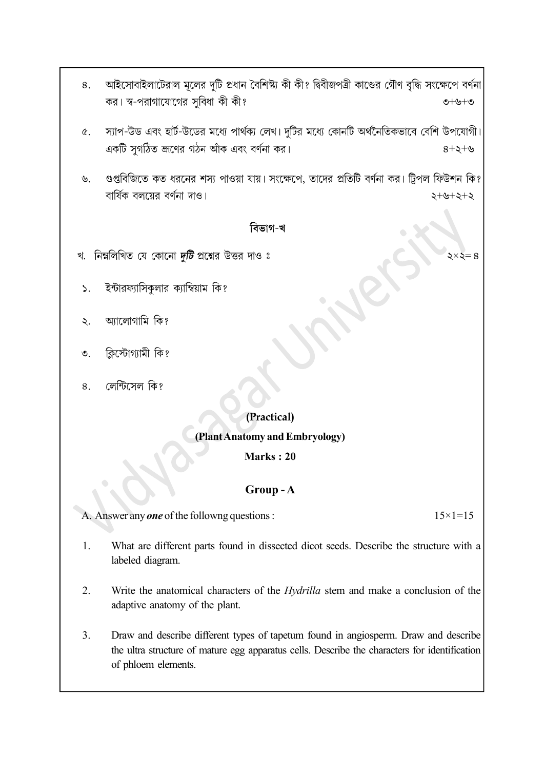৪. আইসোবাইলাটেরাল মূলের দুটি প্রধান বৈশিষ্ট্য কী কী? দ্বিবীজপত্রী কাণ্ডের গৌণ বৃদ্ধি সংক্ষেপে বর্ণনা কর। স্ব-পরাগযোগের সুবিধা কী কী? ৩+৬+৩

৫. স্যাপ-উড এবং হার্ট-উডের মধ্যে পার্থক্য লেখ। দুটির মধ্যে কোনটি অর্থনৈতিকভাবে বেশি উপযোগী। একটি সুগঠিত ভ্রূণের গঠন আঁক এবং বর্ণনা কর। ৪+২+৬

৬. গুপ্তবিজিতে কত ধরনের শস্য পাওয়া যায়। সংক্ষেপে, তাদের প্রতিটি বর্ণনা কর। ট্রিপল ফিউশন কি? বার্ষিক বলয়ের বর্ণনা দাও। ২+৬+২+২

## বিভাগ-খ

খ. নিম্নলিখিত যে কোনো ***দুটি*** প্রশ্নের উত্তর দাও ঃ ২×২= ৪

১. ইন্টারফ্যাসিকুলার ক্যাম্বিয়াম কি?

২. অ্যালোগামি কি?

৩. ক্লিস্টোগ্যামী কি?

৪. লেন্টিসেল কি?

## (Practical)

## (Plant Anatomy and Embryology)

**Marks : 20**

## Group - A

A. Answer any ***one*** of the followng questions : 15×1=15

1. What are different parts found in dissected dicot seeds. Describe the structure with a labeled diagram.

2. Write the anatomical characters of the *Hydrilla* stem and make a conclusion of the adaptive anatomy of the plant.

3. Draw and describe different types of tapetum found in angiosperm. Draw and describe the ultra structure of mature egg apparatus cells. Describe the characters for identification of phloem elements.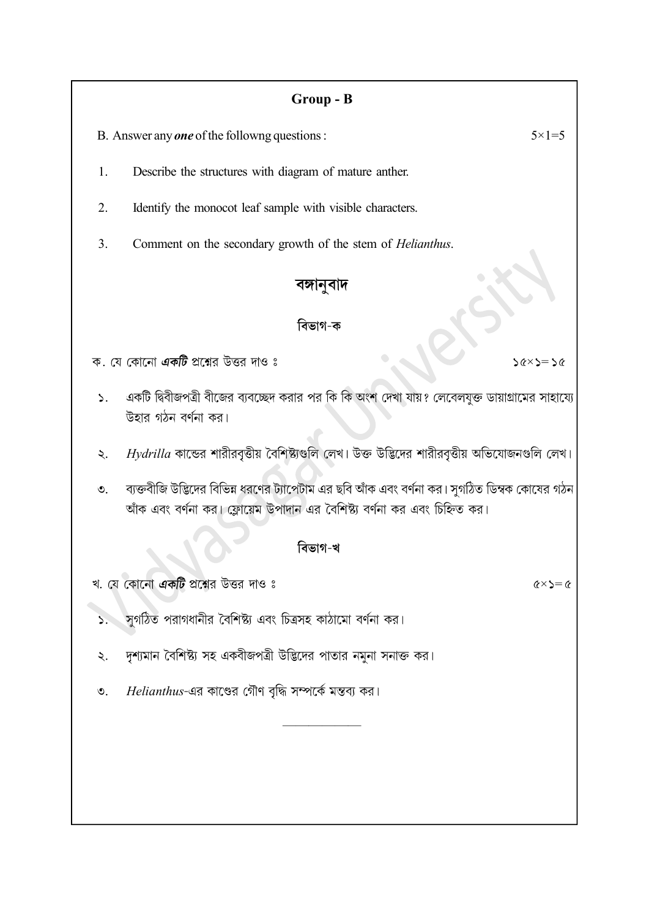## Group - B

B. Answer any ***one*** of the followng questions : 5×1=5

1. Describe the structures with diagram of mature anther.

2. Identify the monocot leaf sample with visible characters.

3. Comment on the secondary growth of the stem of *Helianthus*.

## বঙ্গানুবাদ

### বিভাগ-ক

ক. যে কোনো ***একটি*** প্রশ্নের উত্তর দাও ঃ ১৫×১=১৫

১. একটি দ্বিবীজপত্রী বীজের ব্যবচ্ছেদ করার পর কি কি অংশ দেখা যায়? লেবেলযুক্ত ডায়াগ্রামের সাহায্যে উহার গঠন বর্ণনা কর।

২. *Hydrilla* কান্ডের শারীরবৃত্তীয় বৈশিষ্ট্যগুলি লেখ। উক্ত উদ্ভিদের শারীরবৃত্তীয় অভিযোজনগুলি লেখ।

৩. ব্যক্তবীজি উদ্ভিদের বিভিন্ন ধরণের ট্যাপেটাম এর ছবি আঁক এবং বর্ণনা কর। সুগঠিত ডিম্বক কোষের গঠন আঁক এবং বর্ণনা কর। ফ্লোয়েম উপাদান এর বৈশিষ্ট্য বর্ণনা কর এবং চিহ্নিত কর।

### বিভাগ-খ

খ. যে কোনো ***একটি*** প্রশ্নের উত্তর দাও ঃ ৫×১=৫

১. সুগঠিত পরাগধানীর বৈশিষ্ট্য এবং চিত্রসহ কাঠামো বর্ণনা কর।

২. দৃশ্যমান বৈশিষ্ট্য সহ একবীজপত্রী উদ্ভিদের পাতার নমুনা সনাক্ত কর।

৩. *Helianthus*-এর কাণ্ডের গৌণ বৃদ্ধি সম্পর্কে মন্তব্য কর।